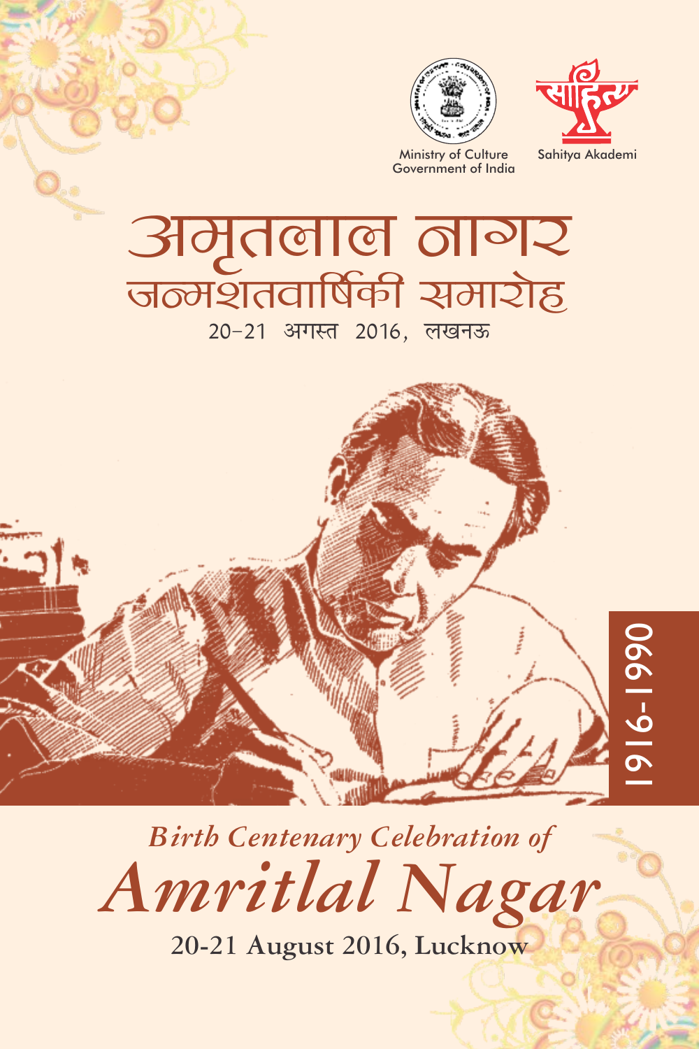Ministry of Culture
Government of India

Sahitya Akademi

# अमृतलाल नागर
## जन्मशतवार्षिकी समारोह

20–21 अगस्त 2016, लखनऊ

1916-1990

*Birth Centenary Celebration of*

# *Amritlal Nagar*

**20-21 August 2016, Lucknow**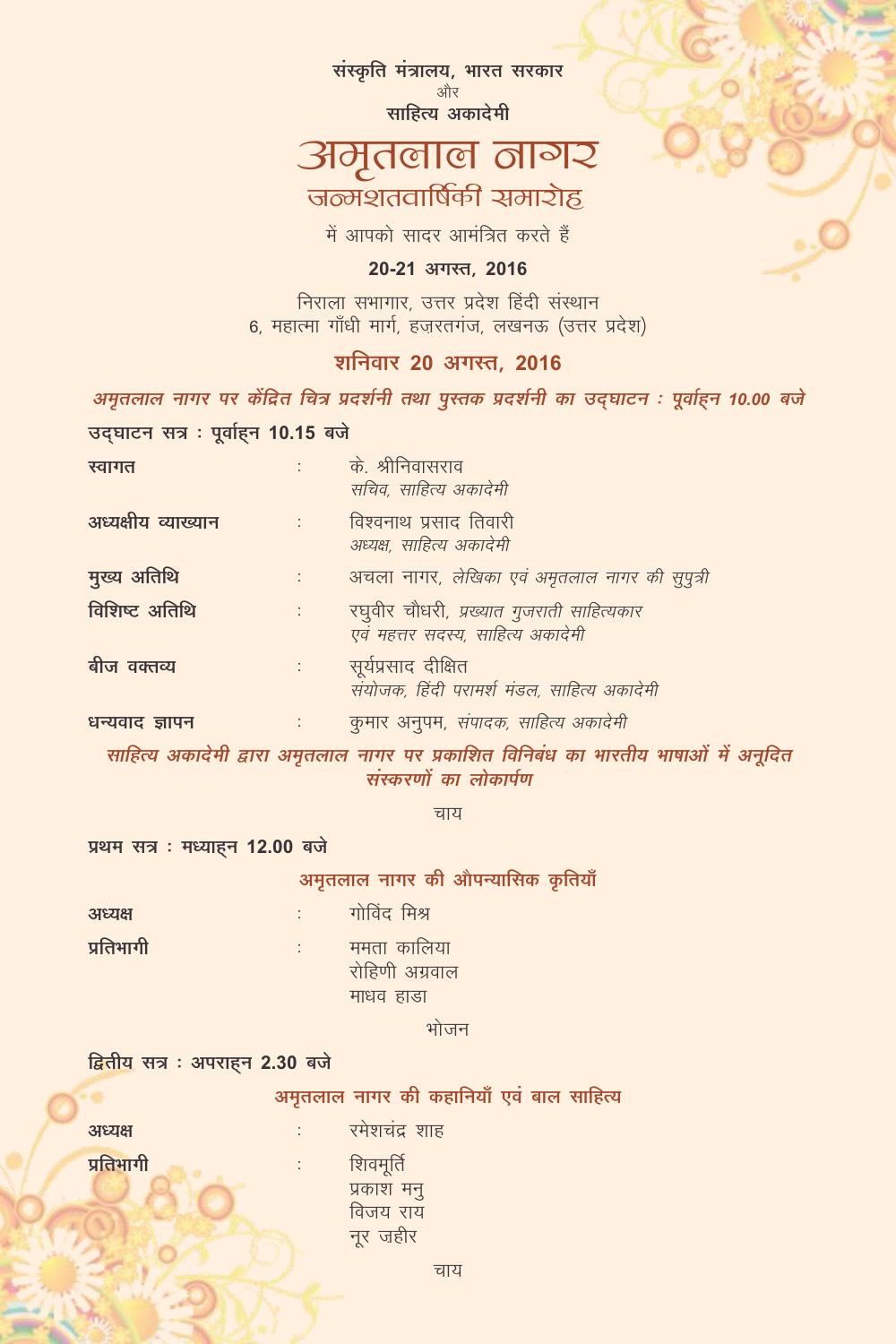**संस्कृति मंत्रालय, भारत सरकार**
और
**साहित्य अकादेमी**

# अमृतलाल नागर
## जन्मशतवार्षिकी समारोह

में आपको सादर आमंत्रित करते हैं

**20-21 अगस्त, 2016**

निराला सभागार, उत्तर प्रदेश हिंदी संस्थान
6, महात्मा गाँधी मार्ग, हज़रतगंज, लखनऊ (उत्तर प्रदेश)

### शनिवार 20 अगस्त, 2016

***अमृतलाल नागर पर केंद्रित चित्र प्रदर्शनी तथा पुस्तक प्रदर्शनी का उद्घाटन : पूर्वाह्न 10.00 बजे***

**उद्घाटन सत्र : पूर्वाह्न 10.15 बजे**

| | | |
|---|---|---|
| **स्वागत** | : | के. श्रीनिवासराव<br>*सचिव, साहित्य अकादेमी* |
| **अध्यक्षीय व्याख्यान** | : | विश्वनाथ प्रसाद तिवारी<br>*अध्यक्ष, साहित्य अकादेमी* |
| **मुख्य अतिथि** | : | अचला नागर, *लेखिका एवं अमृतलाल नागर की सुपुत्री* |
| **विशिष्ट अतिथि** | : | रघुवीर चौधरी, *प्रख्यात गुजराती साहित्यकार एवं महत्तर सदस्य, साहित्य अकादेमी* |
| **बीज वक्तव्य** | : | सूर्यप्रसाद दीक्षित<br>*संयोजक, हिंदी परामर्श मंडल, साहित्य अकादेमी* |
| **धन्यवाद ज्ञापन** | : | कुमार अनुपम, *संपादक, साहित्य अकादेमी* |

***साहित्य अकादेमी द्वारा अमृतलाल नागर पर प्रकाशित विनिबंध का भारतीय भाषाओं में अनूदित संस्करणों का लोकार्पण***

चाय

**प्रथम सत्र : मध्याह्न 12.00 बजे**

**अमृतलाल नागर की औपन्यासिक कृतियाँ**

| | | |
|---|---|---|
| **अध्यक्ष** | : | गोविंद मिश्र |
| **प्रतिभागी** | : | ममता कालिया<br>रोहिणी अग्रवाल<br>माधव हाडा |

भोजन

**द्वितीय सत्र : अपराह्न 2.30 बजे**

**अमृतलाल नागर की कहानियाँ एवं बाल साहित्य**

| | | |
|---|---|---|
| **अध्यक्ष** | : | रमेशचंद्र शाह |
| **प्रतिभागी** | : | शिवमूर्ति<br>प्रकाश मनु<br>विजय राय<br>नूर जहीर |

चाय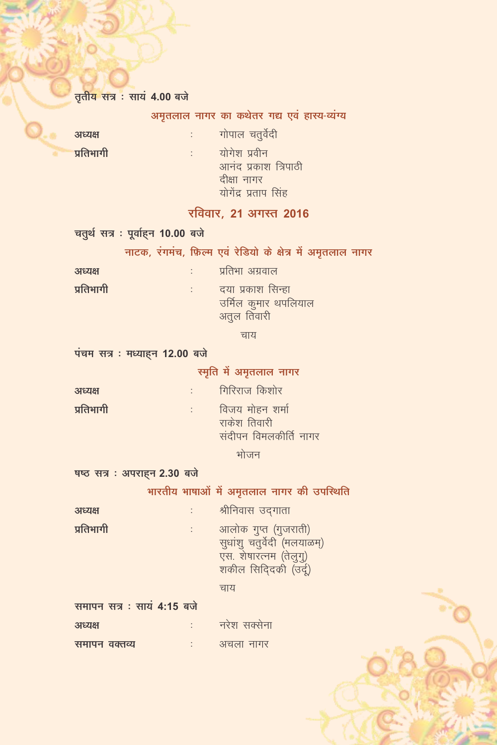**तृतीय सत्र : सायं 4.00 बजे**

**अमृतलाल नागर का कथेतर गद्य एवं हास्य-व्यंग्य**

| | | |
|---|---|---|
| **अध्यक्ष** | : | गोपाल चतुर्वेदी |
| **प्रतिभागी** | : | योगेश प्रवीन<br>आनंद प्रकाश त्रिपाठी<br>दीक्षा नागर<br>योगेंद्र प्रताप सिंह |

## रविवार, 21 अगस्त 2016

**चतुर्थ सत्र : पूर्वाह्न 10.00 बजे**

**नाटक, रंगमंच, फ़िल्म एवं रेडियो के क्षेत्र में अमृतलाल नागर**

| | | |
|---|---|---|
| **अध्यक्ष** | : | प्रतिभा अग्रवाल |
| **प्रतिभागी** | : | दया प्रकाश सिन्हा<br>उर्मिल कुमार थपलियाल<br>अतुल तिवारी |

चाय

**पंचम सत्र : मध्याह्न 12.00 बजे**

**स्मृति में अमृतलाल नागर**

| | | |
|---|---|---|
| **अध्यक्ष** | : | गिरिराज किशोर |
| **प्रतिभागी** | : | विजय मोहन शर्मा<br>राकेश तिवारी<br>संदीपन विमलकीर्ति नागर |

भोजन

**षष्ठ सत्र : अपराह्न 2.30 बजे**

**भारतीय भाषाओं में अमृतलाल नागर की उपस्थिति**

| | | |
|---|---|---|
| **अध्यक्ष** | : | श्रीनिवास उद्‌गाता |
| **प्रतिभागी** | : | आलोक गुप्त (गुजराती)<br>सुधांशु चतुर्वेदी (मलयाळम्)<br>एस. शेषारत्नम (तेलुगु)<br>शकील सिद्‌दकी (उर्दू) |

चाय

**समापन सत्र : सायं 4:15 बजे**

| | | |
|---|---|---|
| **अध्यक्ष** | : | नरेश सक्सेना |
| **समापन वक्तव्य** | : | अचला नागर |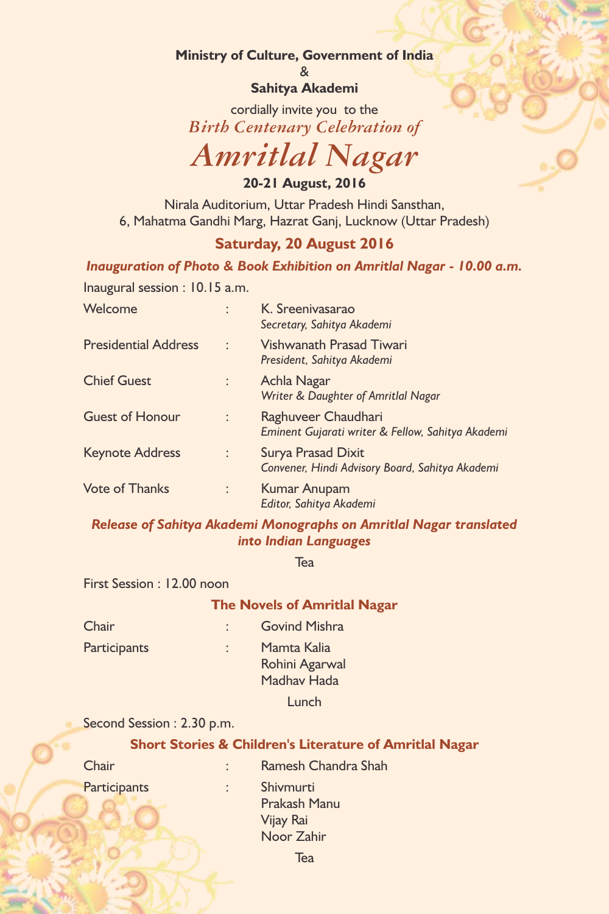**Ministry of Culture, Government of India**

&

**Sahitya Akademi**

cordially invite you to the

*Birth Centenary Celebration of*

# *Amritlal Nagar*

**20-21 August, 2016**

Nirala Auditorium, Uttar Pradesh Hindi Sansthan,
6, Mahatma Gandhi Marg, Hazrat Ganj, Lucknow (Uttar Pradesh)

## Saturday, 20 August 2016

***Inauguration of Photo & Book Exhibition on Amritlal Nagar - 10.00 a.m.***

Inaugural session : 10.15 a.m.

| | | |
|---|---|---|
| Welcome | : | K. Sreenivasarao<br>*Secretary, Sahitya Akademi* |
| Presidential Address | : | Vishwanath Prasad Tiwari<br>*President, Sahitya Akademi* |
| Chief Guest | : | Achla Nagar<br>*Writer & Daughter of Amritlal Nagar* |
| Guest of Honour | : | Raghuveer Chaudhari<br>*Eminent Gujarati writer & Fellow, Sahitya Akademi* |
| Keynote Address | : | Surya Prasad Dixit<br>*Convener, Hindi Advisory Board, Sahitya Akademi* |
| Vote of Thanks | : | Kumar Anupam<br>*Editor, Sahitya Akademi* |

***Release of Sahitya Akademi Monographs on Amritlal Nagar translated into Indian Languages***

Tea

First Session : 12.00 noon

**The Novels of Amritlal Nagar**

| | | |
|---|---|---|
| Chair | : | Govind Mishra |
| Participants | : | Mamta Kalia<br>Rohini Agarwal<br>Madhav Hada |

Lunch

Second Session : 2.30 p.m.

**Short Stories & Children's Literature of Amritlal Nagar**

| | | |
|---|---|---|
| Chair | : | Ramesh Chandra Shah |
| Participants | : | Shivmurti<br>Prakash Manu<br>Vijay Rai<br>Noor Zahir |

Tea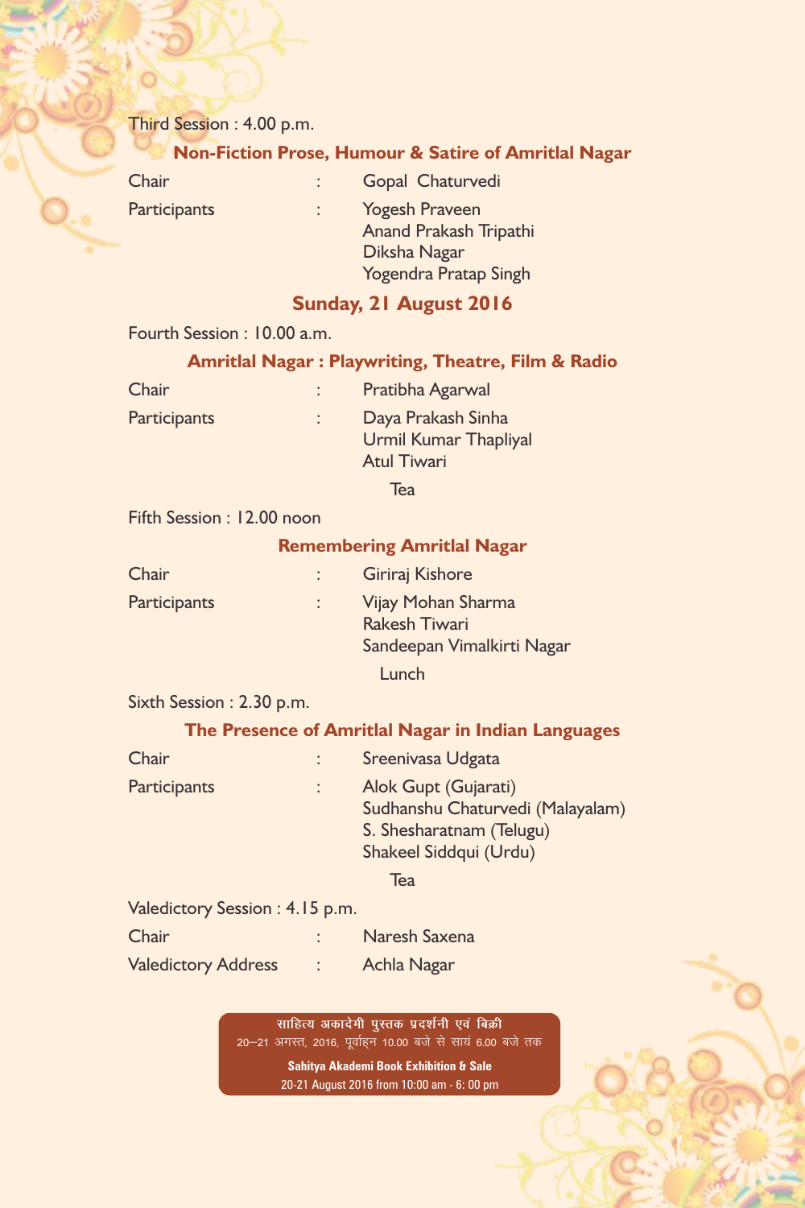Third Session : 4.00 p.m.

### Non-Fiction Prose, Humour & Satire of Amritlal Nagar

| | | |
|---|---|---|
| Chair | : | Gopal Chaturvedi |
| Participants | : | Yogesh Praveen<br>Anand Prakash Tripathi<br>Diksha Nagar<br>Yogendra Pratap Singh |

## Sunday, 21 August 2016

Fourth Session : 10.00 a.m.

### Amritlal Nagar : Playwriting, Theatre, Film & Radio

| | | |
|---|---|---|
| Chair | : | Pratibha Agarwal |
| Participants | : | Daya Prakash Sinha<br>Urmil Kumar Thapliyal<br>Atul Tiwari |

Tea

Fifth Session : 12.00 noon

### Remembering Amritlal Nagar

| | | |
|---|---|---|
| Chair | : | Giriraj Kishore |
| Participants | : | Vijay Mohan Sharma<br>Rakesh Tiwari<br>Sandeepan Vimalkirti Nagar |

Lunch

Sixth Session : 2.30 p.m.

### The Presence of Amritlal Nagar in Indian Languages

| | | |
|---|---|---|
| Chair | : | Sreenivasa Udgata |
| Participants | : | Alok Gupt (Gujarati)<br>Sudhanshu Chaturvedi (Malayalam)<br>S. Shesharatnam (Telugu)<br>Shakeel Siddqui (Urdu) |

Tea

Valedictory Session : 4.15 p.m.

| | | |
|---|---|---|
| Chair | : | Naresh Saxena |
| Valedictory Address | : | Achla Nagar |

साहित्य अकादेमी पुस्तक प्रदर्शनी एवं बिक्री
20–21 अगस्त, 2016, पूर्वाह्न 10.00 बजे से सायं 6.00 बजे तक

**Sahitya Akademi Book Exhibition & Sale**
20-21 August 2016 from 10:00 am - 6: 00 pm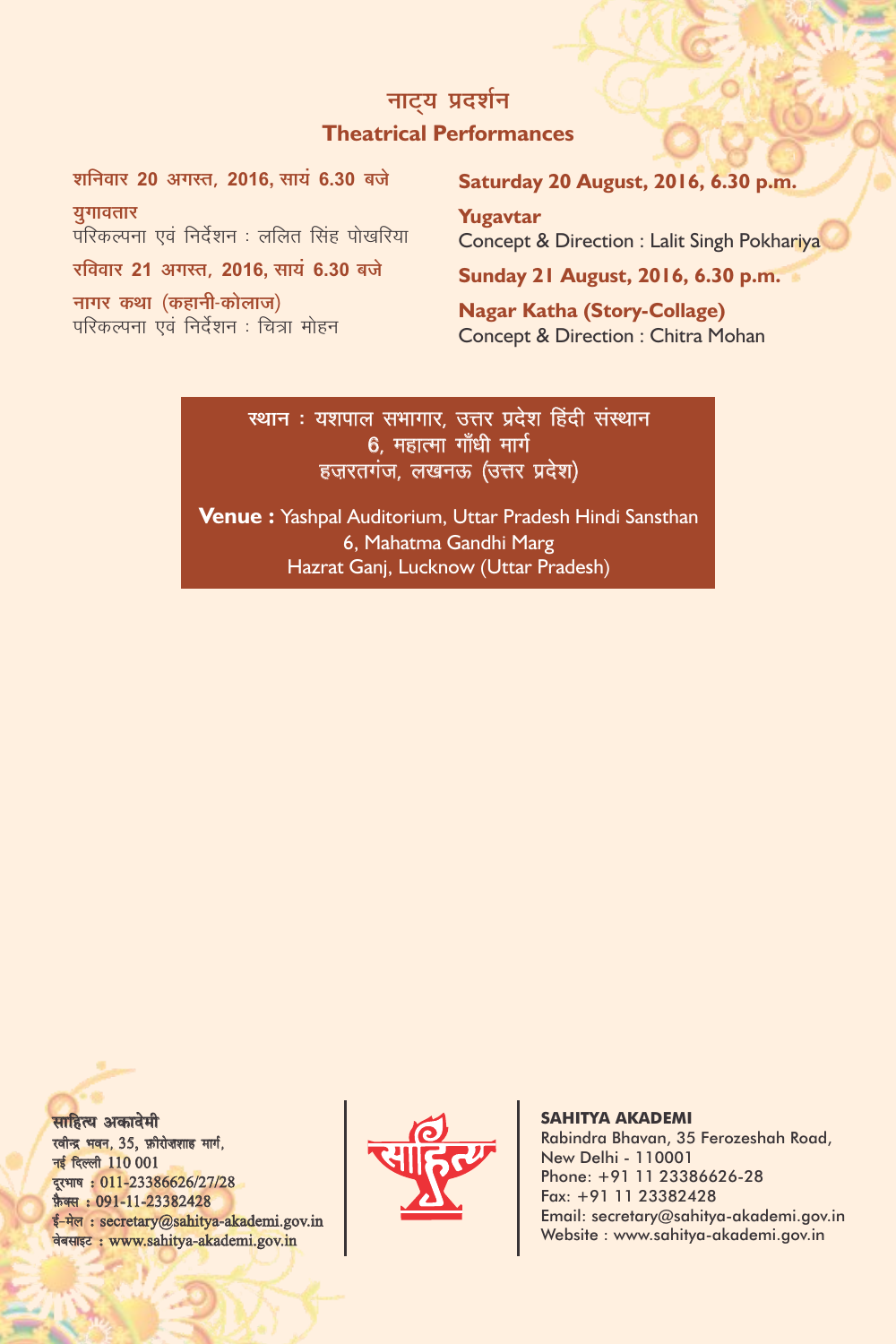## नाट्य प्रदर्शन
## Theatrical Performances

**शनिवार 20 अगस्त, 2016, सायं 6.30 बजे**

**युगावतार**
परिकल्पना एवं निर्देशन : ललित सिंह पोखरिया

**रविवार 21 अगस्त, 2016, सायं 6.30 बजे**

**नागर कथा (कहानी-कोलाज)**
परिकल्पना एवं निर्देशन : चित्रा मोहन

**Saturday 20 August, 2016, 6.30 p.m.**

**Yugavtar**
Concept & Direction : Lalit Singh Pokhariya

**Sunday 21 August, 2016, 6.30 p.m.**

**Nagar Katha (Story-Collage)**
Concept & Direction : Chitra Mohan

स्थान : यशपाल सभागार, उत्तर प्रदेश हिंदी संस्थान
6, महात्मा गाँधी मार्ग
हज़रतगंज, लखनऊ (उत्तर प्रदेश)

**Venue :** Yashpal Auditorium, Uttar Pradesh Hindi Sansthan
6, Mahatma Gandhi Marg
Hazrat Ganj, Lucknow (Uttar Pradesh)

**साहित्य अकादेमी**
रवीन्द्र भवन, 35, फ़ीरोज़शाह मार्ग,
नई दिल्ली 110 001
दूरभाष : 011-23386626/27/28
फ़ैक्स : 091-11-23382428
ई-मेल : secretary@sahitya-akademi.gov.in
वेबसाइट : www.sahitya-akademi.gov.in

**SAHITYA AKADEMI**
Rabindra Bhavan, 35 Ferozeshah Road,
New Delhi - 110001
Phone: +91 11 23386626-28
Fax: +91 11 23382428
Email: secretary@sahitya-akademi.gov.in
Website : www.sahitya-akademi.gov.in